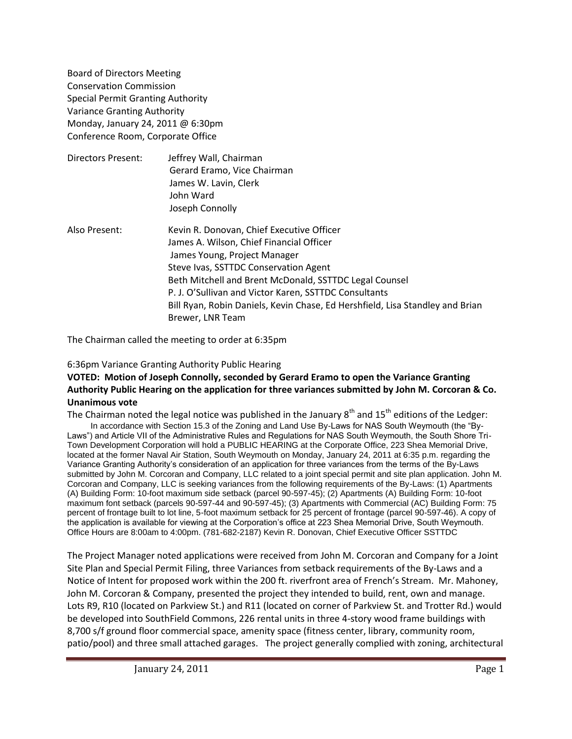Board of Directors Meeting
Conservation Commission
Special Permit Granting Authority
Variance Granting Authority
Monday, January 24, 2011 @ 6:30pm
Conference Room, Corporate Office

Directors Present: Jeffrey Wall, Chairman
Gerard Eramo, Vice Chairman
James W. Lavin, Clerk
John Ward
Joseph Connolly

Also Present: Kevin R. Donovan, Chief Executive Officer
James A. Wilson, Chief Financial Officer
James Young, Project Manager
Steve Ivas, SSTTDC Conservation Agent
Beth Mitchell and Brent McDonald, SSTTDC Legal Counsel
P. J. O'Sullivan and Victor Karen, SSTTDC Consultants
Bill Ryan, Robin Daniels, Kevin Chase, Ed Hershfield, Lisa Standley and Brian Brewer, LNR Team

The Chairman called the meeting to order at 6:35pm

6:36pm Variance Granting Authority Public Hearing

**VOTED: Motion of Joseph Connolly, seconded by Gerard Eramo to open the Variance Granting Authority Public Hearing on the application for three variances submitted by John M. Corcoran & Co. Unanimous vote**

The Chairman noted the legal notice was published in the January 8th and 15th editions of the Ledger:

> In accordance with Section 15.3 of the Zoning and Land Use By-Laws for NAS South Weymouth (the "By-Laws") and Article VII of the Administrative Rules and Regulations for NAS South Weymouth, the South Shore Tri-Town Development Corporation will hold a PUBLIC HEARING at the Corporate Office, 223 Shea Memorial Drive, located at the former Naval Air Station, South Weymouth on Monday, January 24, 2011 at 6:35 p.m. regarding the Variance Granting Authority's consideration of an application for three variances from the terms of the By-Laws submitted by John M. Corcoran and Company, LLC related to a joint special permit and site plan application. John M. Corcoran and Company, LLC is seeking variances from the following requirements of the By-Laws: (1) Apartments (A) Building Form: 10-foot maximum side setback (parcel 90-597-45); (2) Apartments (A) Building Form: 10-foot maximum font setback (parcels 90-597-44 and 90-597-45); (3) Apartments with Commercial (AC) Building Form: 75 percent of frontage built to lot line, 5-foot maximum setback for 25 percent of frontage (parcel 90-597-46). A copy of the application is available for viewing at the Corporation's office at 223 Shea Memorial Drive, South Weymouth. Office Hours are 8:00am to 4:00pm. (781-682-2187) Kevin R. Donovan, Chief Executive Officer SSTTDC

The Project Manager noted applications were received from John M. Corcoran and Company for a Joint Site Plan and Special Permit Filing, three Variances from setback requirements of the By-Laws and a Notice of Intent for proposed work within the 200 ft. riverfront area of French's Stream. Mr. Mahoney, John M. Corcoran & Company, presented the project they intended to build, rent, own and manage. Lots R9, R10 (located on Parkview St.) and R11 (located on corner of Parkview St. and Trotter Rd.) would be developed into SouthField Commons, 226 rental units in three 4-story wood frame buildings with 8,700 s/f ground floor commercial space, amenity space (fitness center, library, community room, patio/pool) and three small attached garages. The project generally complied with zoning, architectural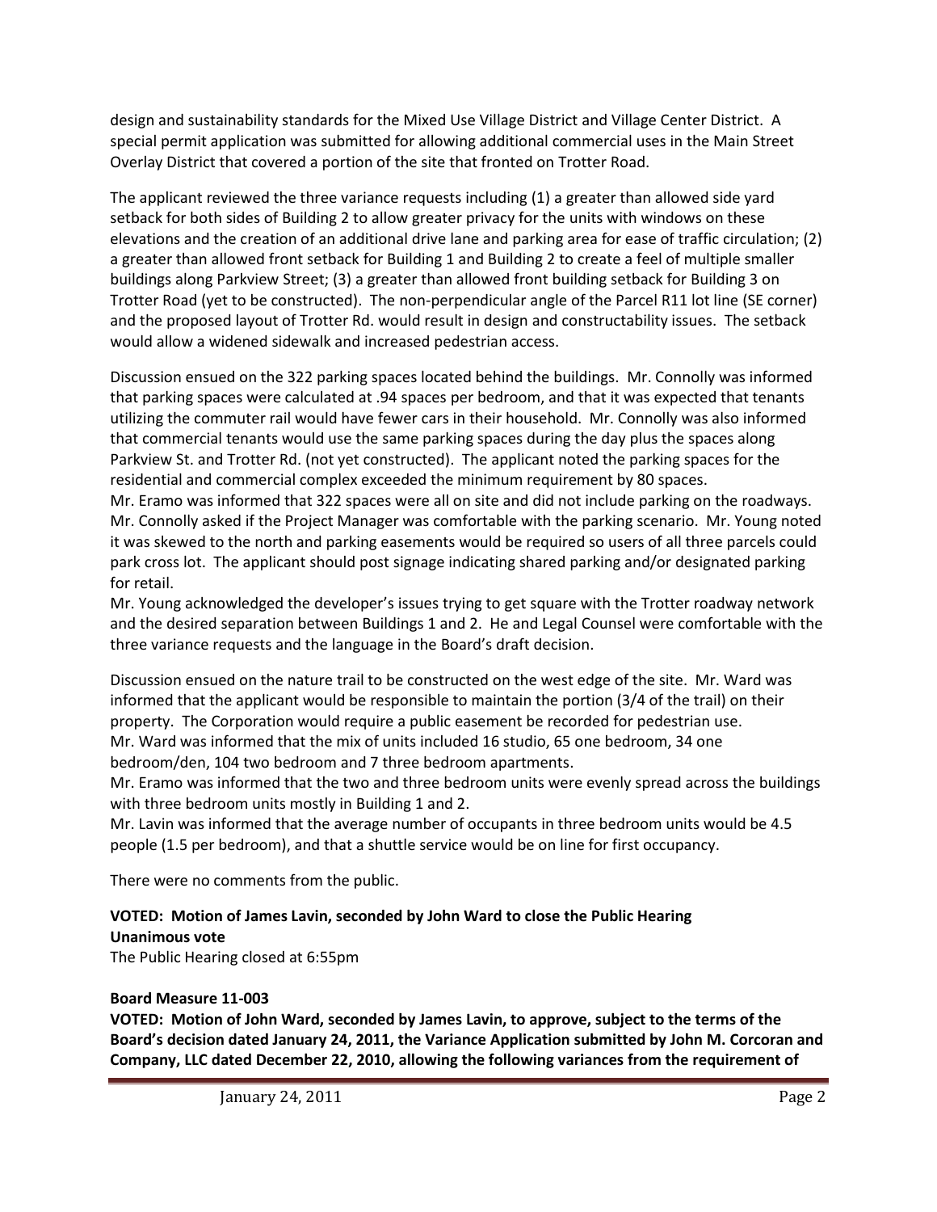design and sustainability standards for the Mixed Use Village District and Village Center District. A special permit application was submitted for allowing additional commercial uses in the Main Street Overlay District that covered a portion of the site that fronted on Trotter Road.

The applicant reviewed the three variance requests including (1) a greater than allowed side yard setback for both sides of Building 2 to allow greater privacy for the units with windows on these elevations and the creation of an additional drive lane and parking area for ease of traffic circulation; (2) a greater than allowed front setback for Building 1 and Building 2 to create a feel of multiple smaller buildings along Parkview Street; (3) a greater than allowed front building setback for Building 3 on Trotter Road (yet to be constructed). The non-perpendicular angle of the Parcel R11 lot line (SE corner) and the proposed layout of Trotter Rd. would result in design and constructability issues. The setback would allow a widened sidewalk and increased pedestrian access.

Discussion ensued on the 322 parking spaces located behind the buildings. Mr. Connolly was informed that parking spaces were calculated at .94 spaces per bedroom, and that it was expected that tenants utilizing the commuter rail would have fewer cars in their household. Mr. Connolly was also informed that commercial tenants would use the same parking spaces during the day plus the spaces along Parkview St. and Trotter Rd. (not yet constructed). The applicant noted the parking spaces for the residential and commercial complex exceeded the minimum requirement by 80 spaces.
Mr. Eramo was informed that 322 spaces were all on site and did not include parking on the roadways. Mr. Connolly asked if the Project Manager was comfortable with the parking scenario. Mr. Young noted it was skewed to the north and parking easements would be required so users of all three parcels could park cross lot. The applicant should post signage indicating shared parking and/or designated parking for retail.
Mr. Young acknowledged the developer's issues trying to get square with the Trotter roadway network and the desired separation between Buildings 1 and 2. He and Legal Counsel were comfortable with the three variance requests and the language in the Board's draft decision.

Discussion ensued on the nature trail to be constructed on the west edge of the site. Mr. Ward was informed that the applicant would be responsible to maintain the portion (3/4 of the trail) on their property. The Corporation would require a public easement be recorded for pedestrian use.
Mr. Ward was informed that the mix of units included 16 studio, 65 one bedroom, 34 one bedroom/den, 104 two bedroom and 7 three bedroom apartments.
Mr. Eramo was informed that the two and three bedroom units were evenly spread across the buildings with three bedroom units mostly in Building 1 and 2.
Mr. Lavin was informed that the average number of occupants in three bedroom units would be 4.5 people (1.5 per bedroom), and that a shuttle service would be on line for first occupancy.

There were no comments from the public.

**VOTED: Motion of James Lavin, seconded by John Ward to close the Public Hearing**
**Unanimous vote**
The Public Hearing closed at 6:55pm

**Board Measure 11-003**
**VOTED: Motion of John Ward, seconded by James Lavin, to approve, subject to the terms of the Board's decision dated January 24, 2011, the Variance Application submitted by John M. Corcoran and Company, LLC dated December 22, 2010, allowing the following variances from the requirement of**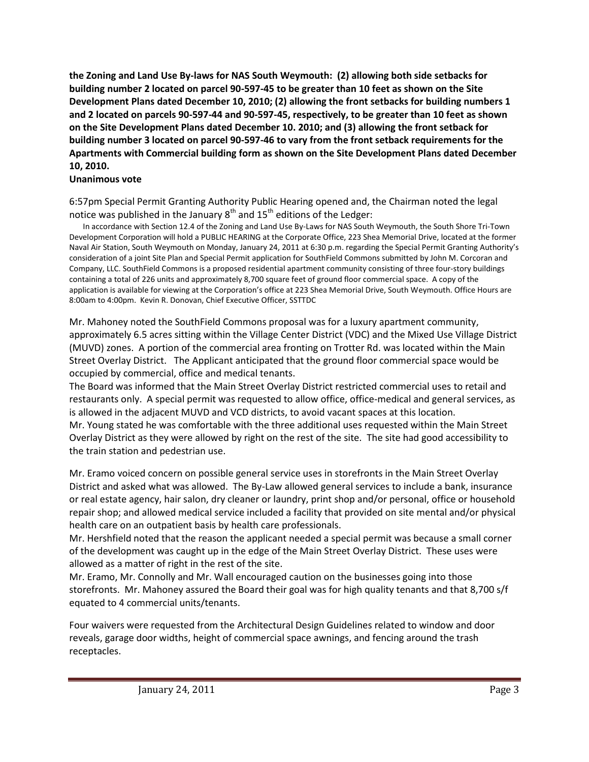**the Zoning and Land Use By-laws for NAS South Weymouth: (2) allowing both side setbacks for building number 2 located on parcel 90-597-45 to be greater than 10 feet as shown on the Site Development Plans dated December 10, 2010; (2) allowing the front setbacks for building numbers 1 and 2 located on parcels 90-597-44 and 90-597-45, respectively, to be greater than 10 feet as shown on the Site Development Plans dated December 10. 2010; and (3) allowing the front setback for building number 3 located on parcel 90-597-46 to vary from the front setback requirements for the Apartments with Commercial building form as shown on the Site Development Plans dated December 10, 2010.**

**Unanimous vote**

6:57pm Special Permit Granting Authority Public Hearing opened and, the Chairman noted the legal notice was published in the January 8th and 15th editions of the Ledger:

In accordance with Section 12.4 of the Zoning and Land Use By-Laws for NAS South Weymouth, the South Shore Tri-Town Development Corporation will hold a PUBLIC HEARING at the Corporate Office, 223 Shea Memorial Drive, located at the former Naval Air Station, South Weymouth on Monday, January 24, 2011 at 6:30 p.m. regarding the Special Permit Granting Authority's consideration of a joint Site Plan and Special Permit application for SouthField Commons submitted by John M. Corcoran and Company, LLC. SouthField Commons is a proposed residential apartment community consisting of three four-story buildings containing a total of 226 units and approximately 8,700 square feet of ground floor commercial space. A copy of the application is available for viewing at the Corporation's office at 223 Shea Memorial Drive, South Weymouth. Office Hours are 8:00am to 4:00pm. Kevin R. Donovan, Chief Executive Officer, SSTTDC

Mr. Mahoney noted the SouthField Commons proposal was for a luxury apartment community, approximately 6.5 acres sitting within the Village Center District (VDC) and the Mixed Use Village District (MUVD) zones. A portion of the commercial area fronting on Trotter Rd. was located within the Main Street Overlay District. The Applicant anticipated that the ground floor commercial space would be occupied by commercial, office and medical tenants.

The Board was informed that the Main Street Overlay District restricted commercial uses to retail and restaurants only. A special permit was requested to allow office, office-medical and general services, as is allowed in the adjacent MUVD and VCD districts, to avoid vacant spaces at this location.

Mr. Young stated he was comfortable with the three additional uses requested within the Main Street Overlay District as they were allowed by right on the rest of the site. The site had good accessibility to the train station and pedestrian use.

Mr. Eramo voiced concern on possible general service uses in storefronts in the Main Street Overlay District and asked what was allowed. The By-Law allowed general services to include a bank, insurance or real estate agency, hair salon, dry cleaner or laundry, print shop and/or personal, office or household repair shop; and allowed medical service included a facility that provided on site mental and/or physical health care on an outpatient basis by health care professionals.

Mr. Hershfield noted that the reason the applicant needed a special permit was because a small corner of the development was caught up in the edge of the Main Street Overlay District. These uses were allowed as a matter of right in the rest of the site.

Mr. Eramo, Mr. Connolly and Mr. Wall encouraged caution on the businesses going into those storefronts. Mr. Mahoney assured the Board their goal was for high quality tenants and that 8,700 s/f equated to 4 commercial units/tenants.

Four waivers were requested from the Architectural Design Guidelines related to window and door reveals, garage door widths, height of commercial space awnings, and fencing around the trash receptacles.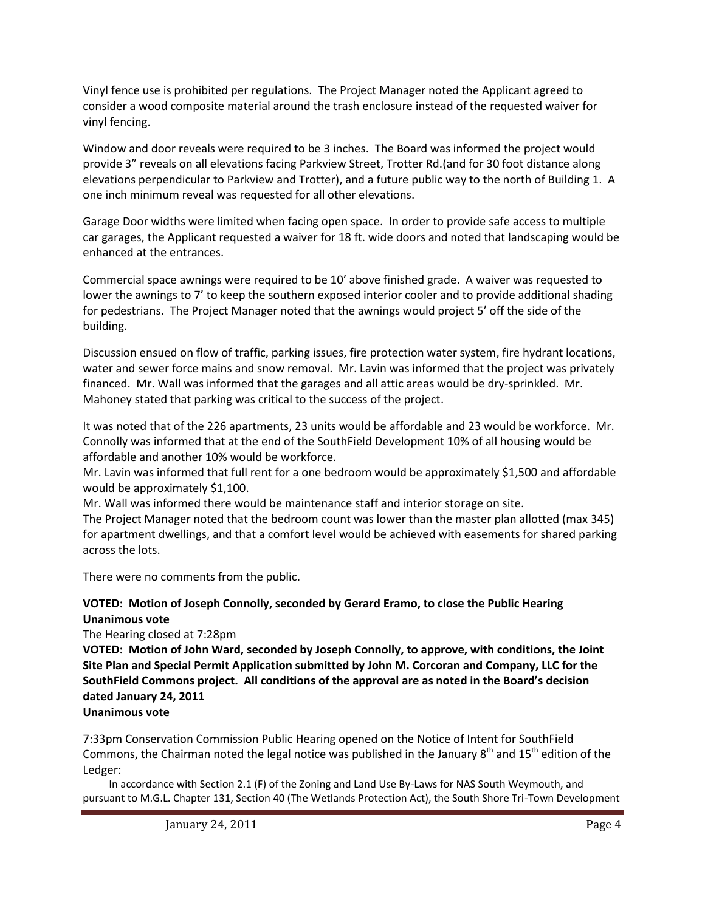Vinyl fence use is prohibited per regulations. The Project Manager noted the Applicant agreed to consider a wood composite material around the trash enclosure instead of the requested waiver for vinyl fencing.

Window and door reveals were required to be 3 inches. The Board was informed the project would provide 3" reveals on all elevations facing Parkview Street, Trotter Rd.(and for 30 foot distance along elevations perpendicular to Parkview and Trotter), and a future public way to the north of Building 1. A one inch minimum reveal was requested for all other elevations.

Garage Door widths were limited when facing open space. In order to provide safe access to multiple car garages, the Applicant requested a waiver for 18 ft. wide doors and noted that landscaping would be enhanced at the entrances.

Commercial space awnings were required to be 10' above finished grade. A waiver was requested to lower the awnings to 7' to keep the southern exposed interior cooler and to provide additional shading for pedestrians. The Project Manager noted that the awnings would project 5' off the side of the building.

Discussion ensued on flow of traffic, parking issues, fire protection water system, fire hydrant locations, water and sewer force mains and snow removal. Mr. Lavin was informed that the project was privately financed. Mr. Wall was informed that the garages and all attic areas would be dry-sprinkled. Mr. Mahoney stated that parking was critical to the success of the project.

It was noted that of the 226 apartments, 23 units would be affordable and 23 would be workforce. Mr. Connolly was informed that at the end of the SouthField Development 10% of all housing would be affordable and another 10% would be workforce.

Mr. Lavin was informed that full rent for a one bedroom would be approximately $1,500 and affordable would be approximately $1,100.

Mr. Wall was informed there would be maintenance staff and interior storage on site.

The Project Manager noted that the bedroom count was lower than the master plan allotted (max 345) for apartment dwellings, and that a comfort level would be achieved with easements for shared parking across the lots.

There were no comments from the public.

**VOTED: Motion of Joseph Connolly, seconded by Gerard Eramo, to close the Public Hearing**
**Unanimous vote**

The Hearing closed at 7:28pm

**VOTED: Motion of John Ward, seconded by Joseph Connolly, to approve, with conditions, the Joint Site Plan and Special Permit Application submitted by John M. Corcoran and Company, LLC for the SouthField Commons project. All conditions of the approval are as noted in the Board's decision dated January 24, 2011**
**Unanimous vote**

7:33pm Conservation Commission Public Hearing opened on the Notice of Intent for SouthField Commons, the Chairman noted the legal notice was published in the January 8th and 15th edition of the Ledger:

In accordance with Section 2.1 (F) of the Zoning and Land Use By-Laws for NAS South Weymouth, and pursuant to M.G.L. Chapter 131, Section 40 (The Wetlands Protection Act), the South Shore Tri-Town Development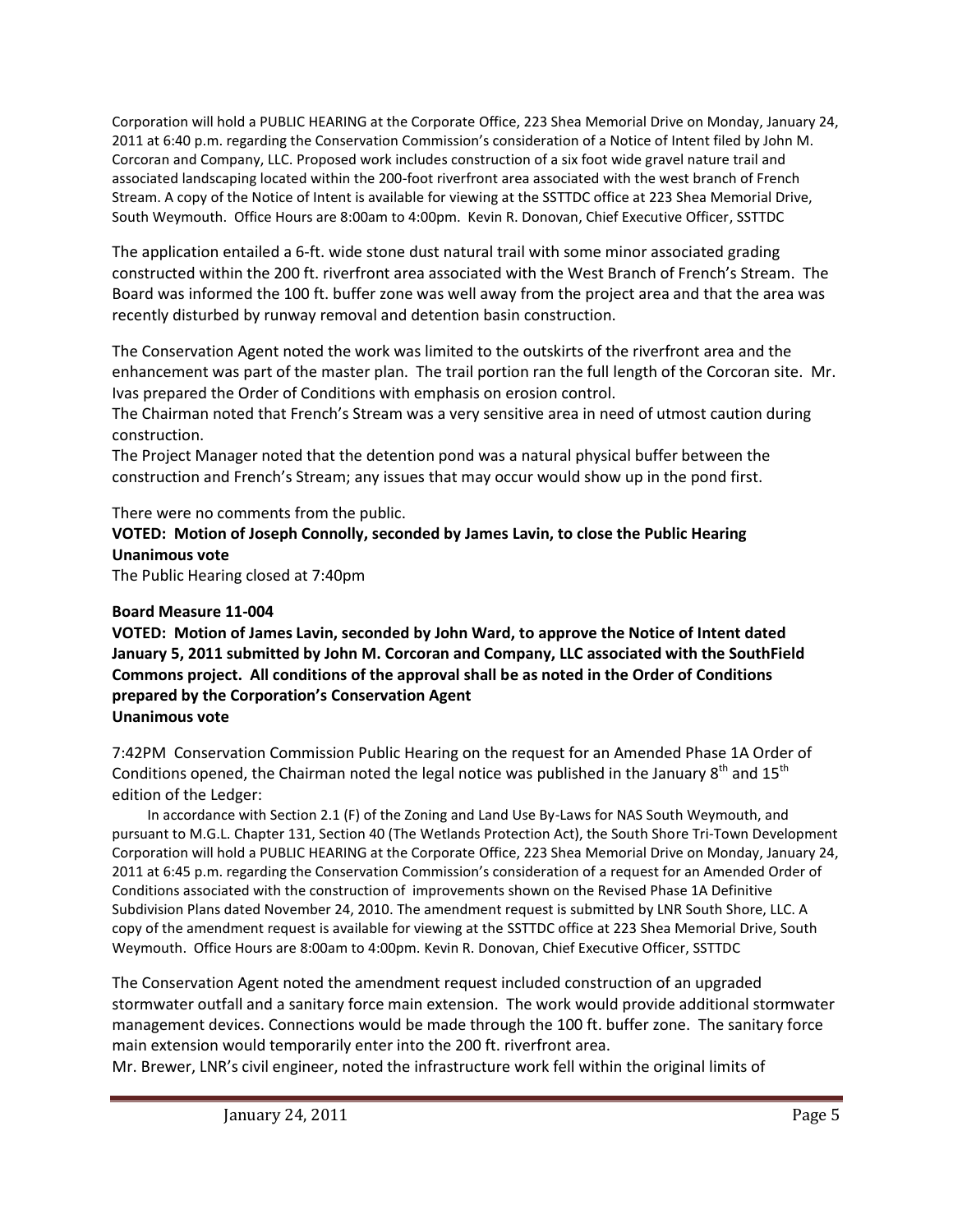Corporation will hold a PUBLIC HEARING at the Corporate Office, 223 Shea Memorial Drive on Monday, January 24, 2011 at 6:40 p.m. regarding the Conservation Commission's consideration of a Notice of Intent filed by John M. Corcoran and Company, LLC. Proposed work includes construction of a six foot wide gravel nature trail and associated landscaping located within the 200-foot riverfront area associated with the west branch of French Stream. A copy of the Notice of Intent is available for viewing at the SSTTDC office at 223 Shea Memorial Drive, South Weymouth. Office Hours are 8:00am to 4:00pm. Kevin R. Donovan, Chief Executive Officer, SSTTDC

The application entailed a 6-ft. wide stone dust natural trail with some minor associated grading constructed within the 200 ft. riverfront area associated with the West Branch of French's Stream. The Board was informed the 100 ft. buffer zone was well away from the project area and that the area was recently disturbed by runway removal and detention basin construction.

The Conservation Agent noted the work was limited to the outskirts of the riverfront area and the enhancement was part of the master plan. The trail portion ran the full length of the Corcoran site. Mr. Ivas prepared the Order of Conditions with emphasis on erosion control.
The Chairman noted that French's Stream was a very sensitive area in need of utmost caution during construction.
The Project Manager noted that the detention pond was a natural physical buffer between the construction and French's Stream; any issues that may occur would show up in the pond first.

There were no comments from the public.
**VOTED: Motion of Joseph Connolly, seconded by James Lavin, to close the Public Hearing**
**Unanimous vote**
The Public Hearing closed at 7:40pm

**Board Measure 11-004**
**VOTED: Motion of James Lavin, seconded by John Ward, to approve the Notice of Intent dated January 5, 2011 submitted by John M. Corcoran and Company, LLC associated with the SouthField Commons project. All conditions of the approval shall be as noted in the Order of Conditions prepared by the Corporation's Conservation Agent**
**Unanimous vote**

7:42PM Conservation Commission Public Hearing on the request for an Amended Phase 1A Order of Conditions opened, the Chairman noted the legal notice was published in the January 8th and 15th edition of the Ledger:

In accordance with Section 2.1 (F) of the Zoning and Land Use By-Laws for NAS South Weymouth, and pursuant to M.G.L. Chapter 131, Section 40 (The Wetlands Protection Act), the South Shore Tri-Town Development Corporation will hold a PUBLIC HEARING at the Corporate Office, 223 Shea Memorial Drive on Monday, January 24, 2011 at 6:45 p.m. regarding the Conservation Commission's consideration of a request for an Amended Order of Conditions associated with the construction of improvements shown on the Revised Phase 1A Definitive Subdivision Plans dated November 24, 2010. The amendment request is submitted by LNR South Shore, LLC. A copy of the amendment request is available for viewing at the SSTTDC office at 223 Shea Memorial Drive, South Weymouth. Office Hours are 8:00am to 4:00pm. Kevin R. Donovan, Chief Executive Officer, SSTTDC

The Conservation Agent noted the amendment request included construction of an upgraded stormwater outfall and a sanitary force main extension. The work would provide additional stormwater management devices. Connections would be made through the 100 ft. buffer zone. The sanitary force main extension would temporarily enter into the 200 ft. riverfront area.
Mr. Brewer, LNR's civil engineer, noted the infrastructure work fell within the original limits of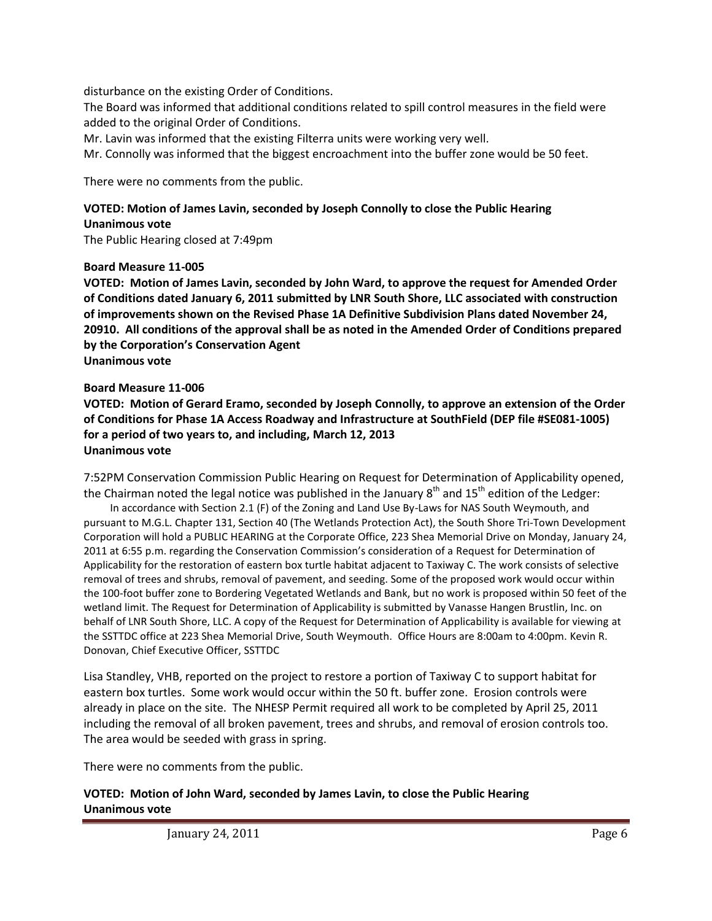disturbance on the existing Order of Conditions.

The Board was informed that additional conditions related to spill control measures in the field were added to the original Order of Conditions.

Mr. Lavin was informed that the existing Filterra units were working very well.

Mr. Connolly was informed that the biggest encroachment into the buffer zone would be 50 feet.

There were no comments from the public.

**VOTED: Motion of James Lavin, seconded by Joseph Connolly to close the Public Hearing**
**Unanimous vote**

The Public Hearing closed at 7:49pm

**Board Measure 11-005**

**VOTED: Motion of James Lavin, seconded by John Ward, to approve the request for Amended Order of Conditions dated January 6, 2011 submitted by LNR South Shore, LLC associated with construction of improvements shown on the Revised Phase 1A Definitive Subdivision Plans dated November 24, 20910. All conditions of the approval shall be as noted in the Amended Order of Conditions prepared by the Corporation's Conservation Agent**
**Unanimous vote**

**Board Measure 11-006**

**VOTED: Motion of Gerard Eramo, seconded by Joseph Connolly, to approve an extension of the Order of Conditions for Phase 1A Access Roadway and Infrastructure at SouthField (DEP file #SE081-1005) for a period of two years to, and including, March 12, 2013**
**Unanimous vote**

7:52PM Conservation Commission Public Hearing on Request for Determination of Applicability opened, the Chairman noted the legal notice was published in the January 8th and 15th edition of the Ledger:

In accordance with Section 2.1 (F) of the Zoning and Land Use By-Laws for NAS South Weymouth, and pursuant to M.G.L. Chapter 131, Section 40 (The Wetlands Protection Act), the South Shore Tri-Town Development Corporation will hold a PUBLIC HEARING at the Corporate Office, 223 Shea Memorial Drive on Monday, January 24, 2011 at 6:55 p.m. regarding the Conservation Commission's consideration of a Request for Determination of Applicability for the restoration of eastern box turtle habitat adjacent to Taxiway C. The work consists of selective removal of trees and shrubs, removal of pavement, and seeding. Some of the proposed work would occur within the 100-foot buffer zone to Bordering Vegetated Wetlands and Bank, but no work is proposed within 50 feet of the wetland limit. The Request for Determination of Applicability is submitted by Vanasse Hangen Brustlin, Inc. on behalf of LNR South Shore, LLC. A copy of the Request for Determination of Applicability is available for viewing at the SSTTDC office at 223 Shea Memorial Drive, South Weymouth. Office Hours are 8:00am to 4:00pm. Kevin R. Donovan, Chief Executive Officer, SSTTDC

Lisa Standley, VHB, reported on the project to restore a portion of Taxiway C to support habitat for eastern box turtles. Some work would occur within the 50 ft. buffer zone. Erosion controls were already in place on the site. The NHESP Permit required all work to be completed by April 25, 2011 including the removal of all broken pavement, trees and shrubs, and removal of erosion controls too. The area would be seeded with grass in spring.

There were no comments from the public.

**VOTED: Motion of John Ward, seconded by James Lavin, to close the Public Hearing**
**Unanimous vote**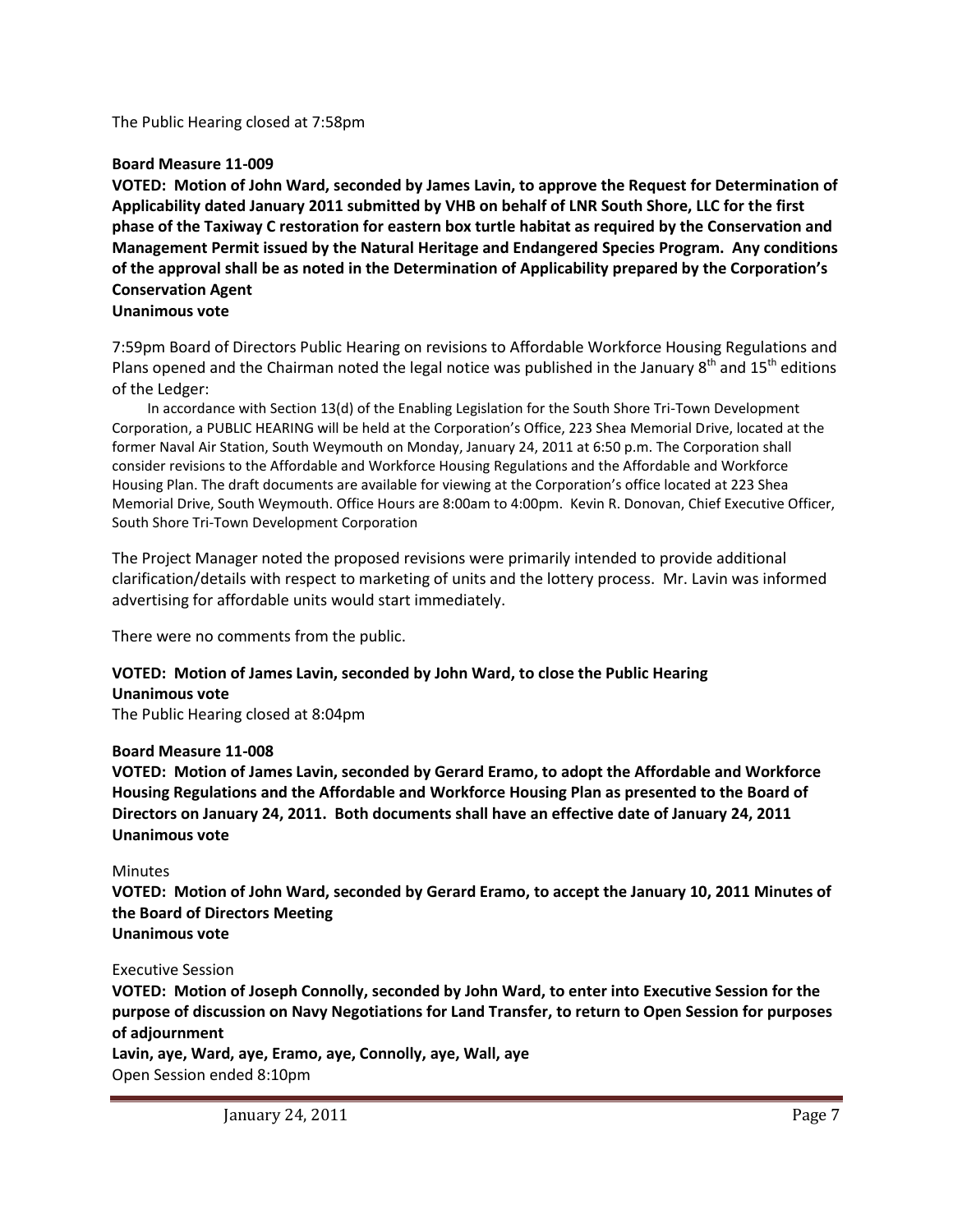The Public Hearing closed at 7:58pm

**Board Measure 11-009**

**VOTED: Motion of John Ward, seconded by James Lavin, to approve the Request for Determination of Applicability dated January 2011 submitted by VHB on behalf of LNR South Shore, LLC for the first phase of the Taxiway C restoration for eastern box turtle habitat as required by the Conservation and Management Permit issued by the Natural Heritage and Endangered Species Program. Any conditions of the approval shall be as noted in the Determination of Applicability prepared by the Corporation's Conservation Agent**
**Unanimous vote**

7:59pm Board of Directors Public Hearing on revisions to Affordable Workforce Housing Regulations and Plans opened and the Chairman noted the legal notice was published in the January 8th and 15th editions of the Ledger:

In accordance with Section 13(d) of the Enabling Legislation for the South Shore Tri-Town Development Corporation, a PUBLIC HEARING will be held at the Corporation's Office, 223 Shea Memorial Drive, located at the former Naval Air Station, South Weymouth on Monday, January 24, 2011 at 6:50 p.m. The Corporation shall consider revisions to the Affordable and Workforce Housing Regulations and the Affordable and Workforce Housing Plan. The draft documents are available for viewing at the Corporation's office located at 223 Shea Memorial Drive, South Weymouth. Office Hours are 8:00am to 4:00pm. Kevin R. Donovan, Chief Executive Officer, South Shore Tri-Town Development Corporation

The Project Manager noted the proposed revisions were primarily intended to provide additional clarification/details with respect to marketing of units and the lottery process. Mr. Lavin was informed advertising for affordable units would start immediately.

There were no comments from the public.

**VOTED: Motion of James Lavin, seconded by John Ward, to close the Public Hearing**
**Unanimous vote**
The Public Hearing closed at 8:04pm

**Board Measure 11-008**

**VOTED: Motion of James Lavin, seconded by Gerard Eramo, to adopt the Affordable and Workforce Housing Regulations and the Affordable and Workforce Housing Plan as presented to the Board of Directors on January 24, 2011. Both documents shall have an effective date of January 24, 2011**
**Unanimous vote**

Minutes

**VOTED: Motion of John Ward, seconded by Gerard Eramo, to accept the January 10, 2011 Minutes of the Board of Directors Meeting**
**Unanimous vote**

Executive Session

**VOTED: Motion of Joseph Connolly, seconded by John Ward, to enter into Executive Session for the purpose of discussion on Navy Negotiations for Land Transfer, to return to Open Session for purposes of adjournment**
**Lavin, aye, Ward, aye, Eramo, aye, Connolly, aye, Wall, aye**
Open Session ended 8:10pm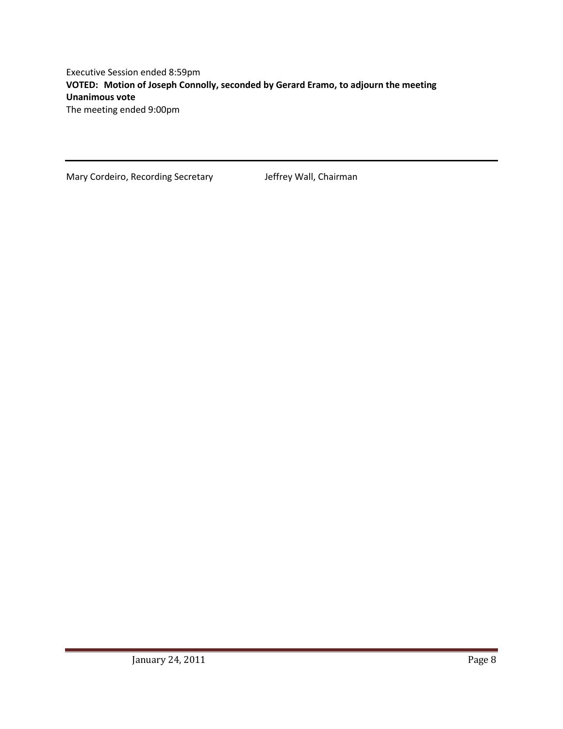Executive Session ended 8:59pm

**VOTED: Motion of Joseph Connolly, seconded by Gerard Eramo, to adjourn the meeting**

**Unanimous vote**

The meeting ended 9:00pm

---

Mary Cordeiro, Recording Secretary    Jeffrey Wall, Chairman